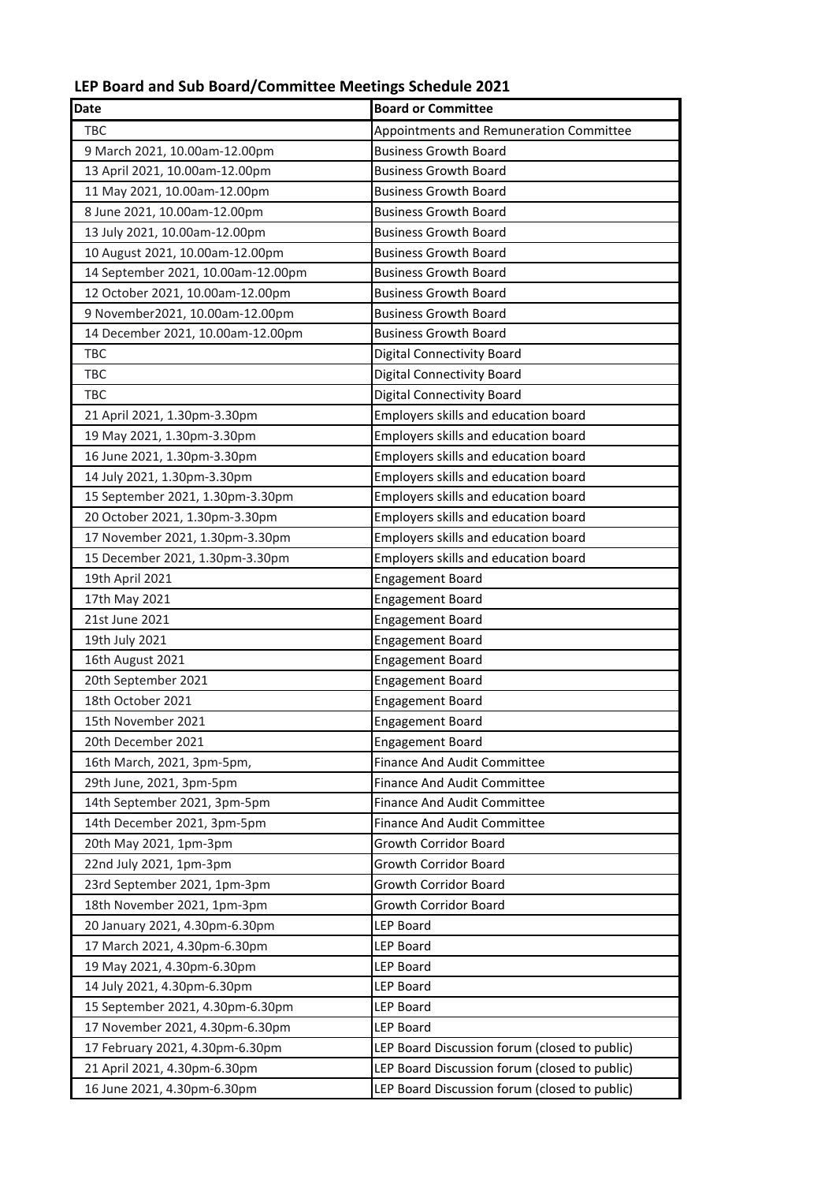## LEP Board and Sub Board/Committee Meetings Schedule 2021

| Date | Board or Committee |
|---|---|
| TBC | Appointments and Remuneration Committee |
| 9 March 2021, 10.00am-12.00pm | Business Growth Board |
| 13 April 2021, 10.00am-12.00pm | Business Growth Board |
| 11 May 2021, 10.00am-12.00pm | Business Growth Board |
| 8 June 2021, 10.00am-12.00pm | Business Growth Board |
| 13 July 2021, 10.00am-12.00pm | Business Growth Board |
| 10 August 2021, 10.00am-12.00pm | Business Growth Board |
| 14 September 2021, 10.00am-12.00pm | Business Growth Board |
| 12 October 2021, 10.00am-12.00pm | Business Growth Board |
| 9 November2021, 10.00am-12.00pm | Business Growth Board |
| 14 December 2021, 10.00am-12.00pm | Business Growth Board |
| TBC | Digital Connectivity Board |
| TBC | Digital Connectivity Board |
| TBC | Digital Connectivity Board |
| 21 April 2021, 1.30pm-3.30pm | Employers skills and education board |
| 19 May 2021, 1.30pm-3.30pm | Employers skills and education board |
| 16 June 2021, 1.30pm-3.30pm | Employers skills and education board |
| 14 July 2021, 1.30pm-3.30pm | Employers skills and education board |
| 15 September 2021, 1.30pm-3.30pm | Employers skills and education board |
| 20 October 2021, 1.30pm-3.30pm | Employers skills and education board |
| 17 November 2021, 1.30pm-3.30pm | Employers skills and education board |
| 15 December 2021, 1.30pm-3.30pm | Employers skills and education board |
| 19th April 2021 | Engagement Board |
| 17th May 2021 | Engagement Board |
| 21st June 2021 | Engagement Board |
| 19th July 2021 | Engagement Board |
| 16th August 2021 | Engagement Board |
| 20th September 2021 | Engagement Board |
| 18th October 2021 | Engagement Board |
| 15th November 2021 | Engagement Board |
| 20th December 2021 | Engagement Board |
| 16th March, 2021, 3pm-5pm, | Finance And Audit Committee |
| 29th June, 2021, 3pm-5pm | Finance And Audit Committee |
| 14th September 2021, 3pm-5pm | Finance And Audit Committee |
| 14th December 2021, 3pm-5pm | Finance And Audit Committee |
| 20th May 2021, 1pm-3pm | Growth Corridor Board |
| 22nd July 2021, 1pm-3pm | Growth Corridor Board |
| 23rd September 2021, 1pm-3pm | Growth Corridor Board |
| 18th November 2021, 1pm-3pm | Growth Corridor Board |
| 20 January 2021, 4.30pm-6.30pm | LEP Board |
| 17 March 2021, 4.30pm-6.30pm | LEP Board |
| 19 May 2021, 4.30pm-6.30pm | LEP Board |
| 14 July 2021, 4.30pm-6.30pm | LEP Board |
| 15 September 2021, 4.30pm-6.30pm | LEP Board |
| 17 November 2021, 4.30pm-6.30pm | LEP Board |
| 17 February 2021, 4.30pm-6.30pm | LEP Board Discussion forum (closed to public) |
| 21 April 2021, 4.30pm-6.30pm | LEP Board Discussion forum (closed to public) |
| 16 June 2021, 4.30pm-6.30pm | LEP Board Discussion forum (closed to public) |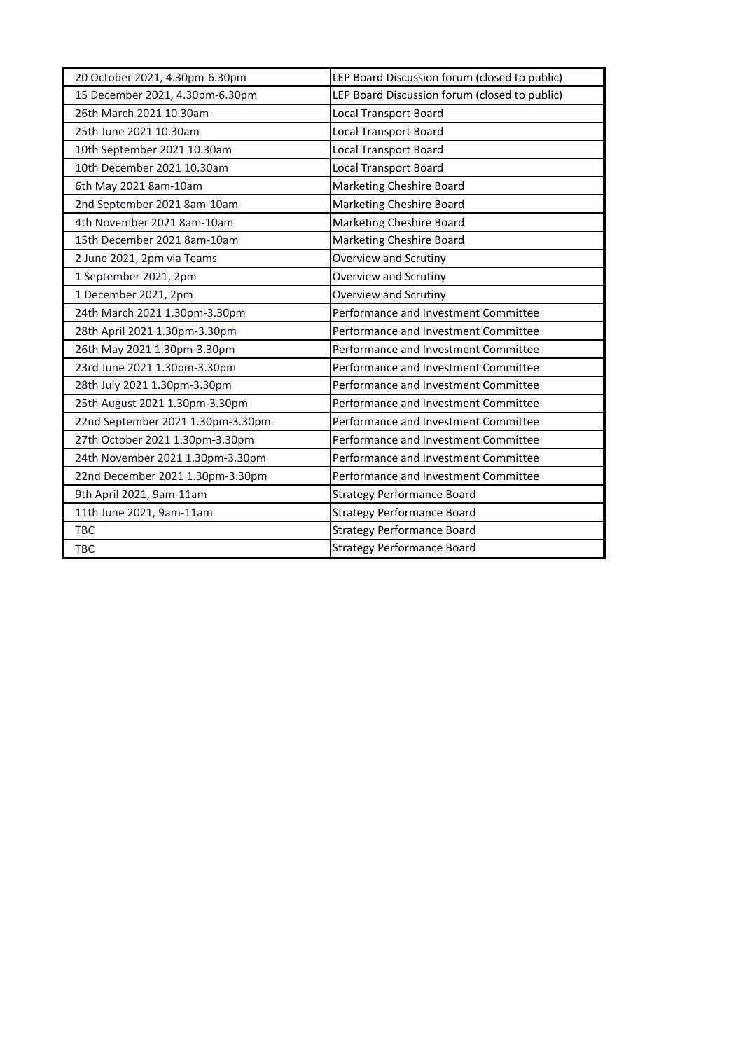| | |
|---|---|
| 20 October 2021, 4.30pm-6.30pm | LEP Board Discussion forum (closed to public) |
| 15 December 2021, 4.30pm-6.30pm | LEP Board Discussion forum (closed to public) |
| 26th March 2021 10.30am | Local Transport Board |
| 25th June 2021 10.30am | Local Transport Board |
| 10th September 2021 10.30am | Local Transport Board |
| 10th December 2021 10.30am | Local Transport Board |
| 6th May 2021 8am-10am | Marketing Cheshire Board |
| 2nd September 2021 8am-10am | Marketing Cheshire Board |
| 4th November 2021 8am-10am | Marketing Cheshire Board |
| 15th December 2021 8am-10am | Marketing Cheshire Board |
| 2 June 2021, 2pm via Teams | Overview and Scrutiny |
| 1 September 2021, 2pm | Overview and Scrutiny |
| 1 December 2021, 2pm | Overview and Scrutiny |
| 24th March 2021 1.30pm-3.30pm | Performance and Investment Committee |
| 28th April 2021 1.30pm-3.30pm | Performance and Investment Committee |
| 26th May 2021 1.30pm-3.30pm | Performance and Investment Committee |
| 23rd June 2021 1.30pm-3.30pm | Performance and Investment Committee |
| 28th July 2021 1.30pm-3.30pm | Performance and Investment Committee |
| 25th August 2021 1.30pm-3.30pm | Performance and Investment Committee |
| 22nd September 2021 1.30pm-3.30pm | Performance and Investment Committee |
| 27th October 2021 1.30pm-3.30pm | Performance and Investment Committee |
| 24th November 2021 1.30pm-3.30pm | Performance and Investment Committee |
| 22nd December 2021 1.30pm-3.30pm | Performance and Investment Committee |
| 9th April 2021, 9am-11am | Strategy Performance Board |
| 11th June 2021, 9am-11am | Strategy Performance Board |
| TBC | Strategy Performance Board |
| TBC | Strategy Performance Board |